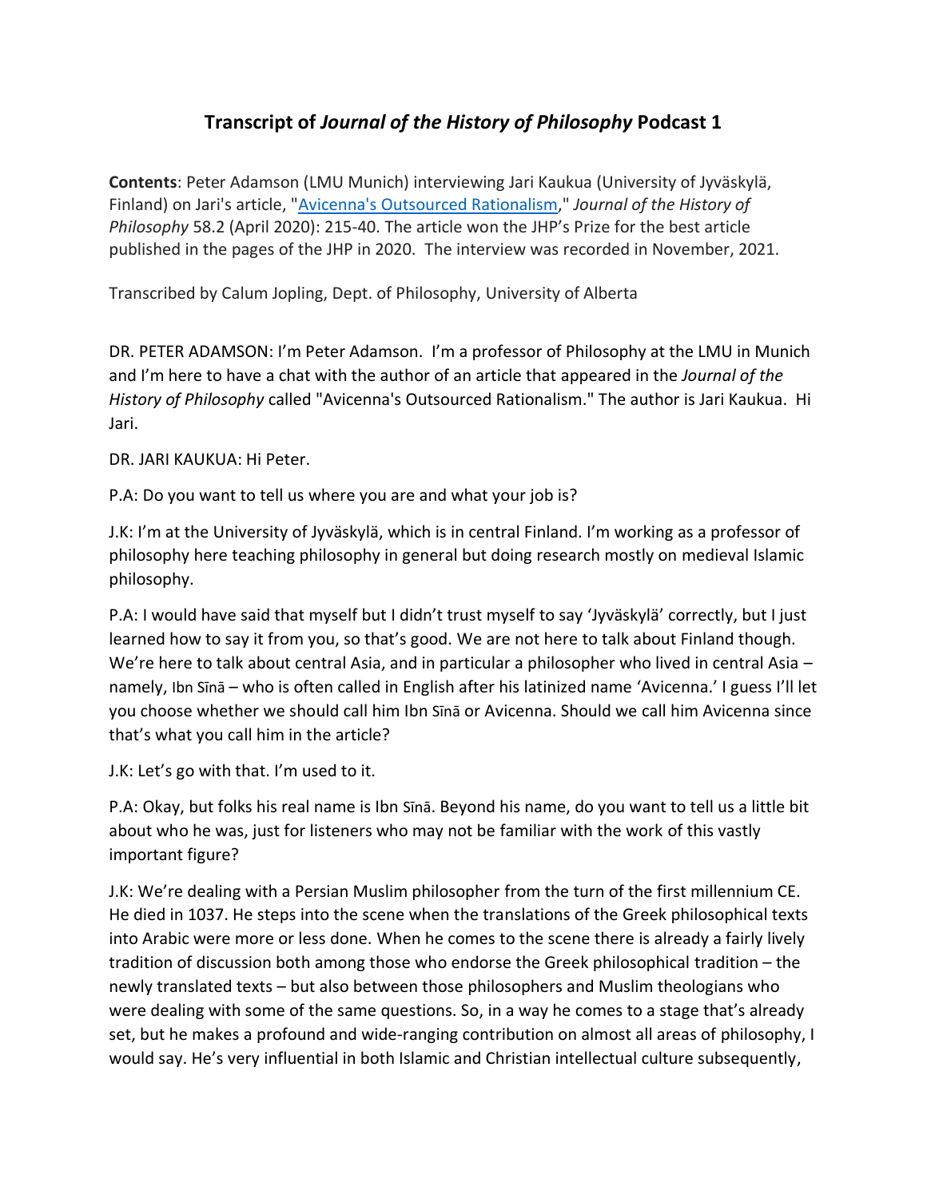# Transcript of *Journal of the History of Philosophy* Podcast 1

**Contents**: Peter Adamson (LMU Munich) interviewing Jari Kaukua (University of Jyväskylä, Finland) on Jari's article, "[Avicenna's Outsourced Rationalism](#)," *Journal of the History of Philosophy* 58.2 (April 2020): 215-40. The article won the JHP's Prize for the best article published in the pages of the JHP in 2020. The interview was recorded in November, 2021.

Transcribed by Calum Jopling, Dept. of Philosophy, University of Alberta

DR. PETER ADAMSON: I'm Peter Adamson. I'm a professor of Philosophy at the LMU in Munich and I'm here to have a chat with the author of an article that appeared in the *Journal of the History of Philosophy* called "Avicenna's Outsourced Rationalism." The author is Jari Kaukua. Hi Jari.

DR. JARI KAUKUA: Hi Peter.

P.A: Do you want to tell us where you are and what your job is?

J.K: I'm at the University of Jyväskylä, which is in central Finland. I'm working as a professor of philosophy here teaching philosophy in general but doing research mostly on medieval Islamic philosophy.

P.A: I would have said that myself but I didn't trust myself to say 'Jyväskylä' correctly, but I just learned how to say it from you, so that's good. We are not here to talk about Finland though. We're here to talk about central Asia, and in particular a philosopher who lived in central Asia – namely, Ibn Sīnā – who is often called in English after his latinized name 'Avicenna.' I guess I'll let you choose whether we should call him Ibn Sīnā or Avicenna. Should we call him Avicenna since that's what you call him in the article?

J.K: Let's go with that. I'm used to it.

P.A: Okay, but folks his real name is Ibn Sīnā. Beyond his name, do you want to tell us a little bit about who he was, just for listeners who may not be familiar with the work of this vastly important figure?

J.K: We're dealing with a Persian Muslim philosopher from the turn of the first millennium CE. He died in 1037. He steps into the scene when the translations of the Greek philosophical texts into Arabic were more or less done. When he comes to the scene there is already a fairly lively tradition of discussion both among those who endorse the Greek philosophical tradition – the newly translated texts – but also between those philosophers and Muslim theologians who were dealing with some of the same questions. So, in a way he comes to a stage that's already set, but he makes a profound and wide-ranging contribution on almost all areas of philosophy, I would say. He's very influential in both Islamic and Christian intellectual culture subsequently,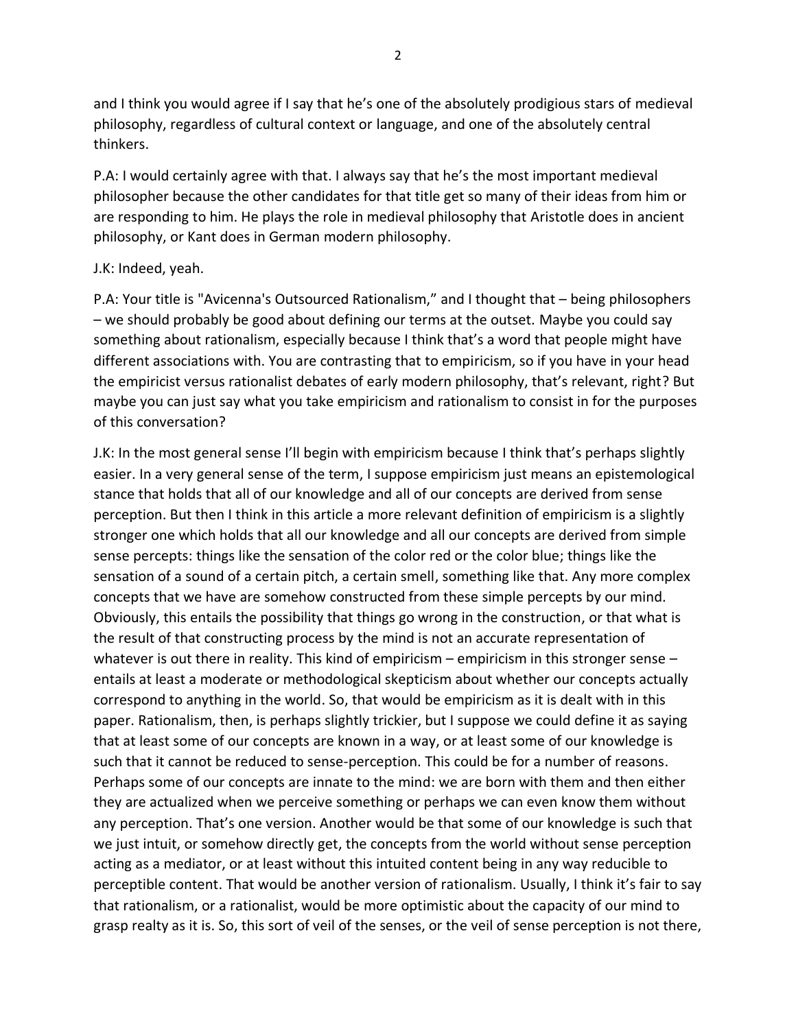and I think you would agree if I say that he's one of the absolutely prodigious stars of medieval philosophy, regardless of cultural context or language, and one of the absolutely central thinkers.

P.A: I would certainly agree with that. I always say that he's the most important medieval philosopher because the other candidates for that title get so many of their ideas from him or are responding to him. He plays the role in medieval philosophy that Aristotle does in ancient philosophy, or Kant does in German modern philosophy.

J.K: Indeed, yeah.

P.A: Your title is "Avicenna's Outsourced Rationalism," and I thought that – being philosophers – we should probably be good about defining our terms at the outset. Maybe you could say something about rationalism, especially because I think that's a word that people might have different associations with. You are contrasting that to empiricism, so if you have in your head the empiricist versus rationalist debates of early modern philosophy, that's relevant, right? But maybe you can just say what you take empiricism and rationalism to consist in for the purposes of this conversation?

J.K: In the most general sense I'll begin with empiricism because I think that's perhaps slightly easier. In a very general sense of the term, I suppose empiricism just means an epistemological stance that holds that all of our knowledge and all of our concepts are derived from sense perception. But then I think in this article a more relevant definition of empiricism is a slightly stronger one which holds that all our knowledge and all our concepts are derived from simple sense percepts: things like the sensation of the color red or the color blue; things like the sensation of a sound of a certain pitch, a certain smell, something like that. Any more complex concepts that we have are somehow constructed from these simple percepts by our mind. Obviously, this entails the possibility that things go wrong in the construction, or that what is the result of that constructing process by the mind is not an accurate representation of whatever is out there in reality. This kind of empiricism – empiricism in this stronger sense – entails at least a moderate or methodological skepticism about whether our concepts actually correspond to anything in the world. So, that would be empiricism as it is dealt with in this paper. Rationalism, then, is perhaps slightly trickier, but I suppose we could define it as saying that at least some of our concepts are known in a way, or at least some of our knowledge is such that it cannot be reduced to sense-perception. This could be for a number of reasons. Perhaps some of our concepts are innate to the mind: we are born with them and then either they are actualized when we perceive something or perhaps we can even know them without any perception. That's one version. Another would be that some of our knowledge is such that we just intuit, or somehow directly get, the concepts from the world without sense perception acting as a mediator, or at least without this intuited content being in any way reducible to perceptible content. That would be another version of rationalism. Usually, I think it's fair to say that rationalism, or a rationalist, would be more optimistic about the capacity of our mind to grasp realty as it is. So, this sort of veil of the senses, or the veil of sense perception is not there,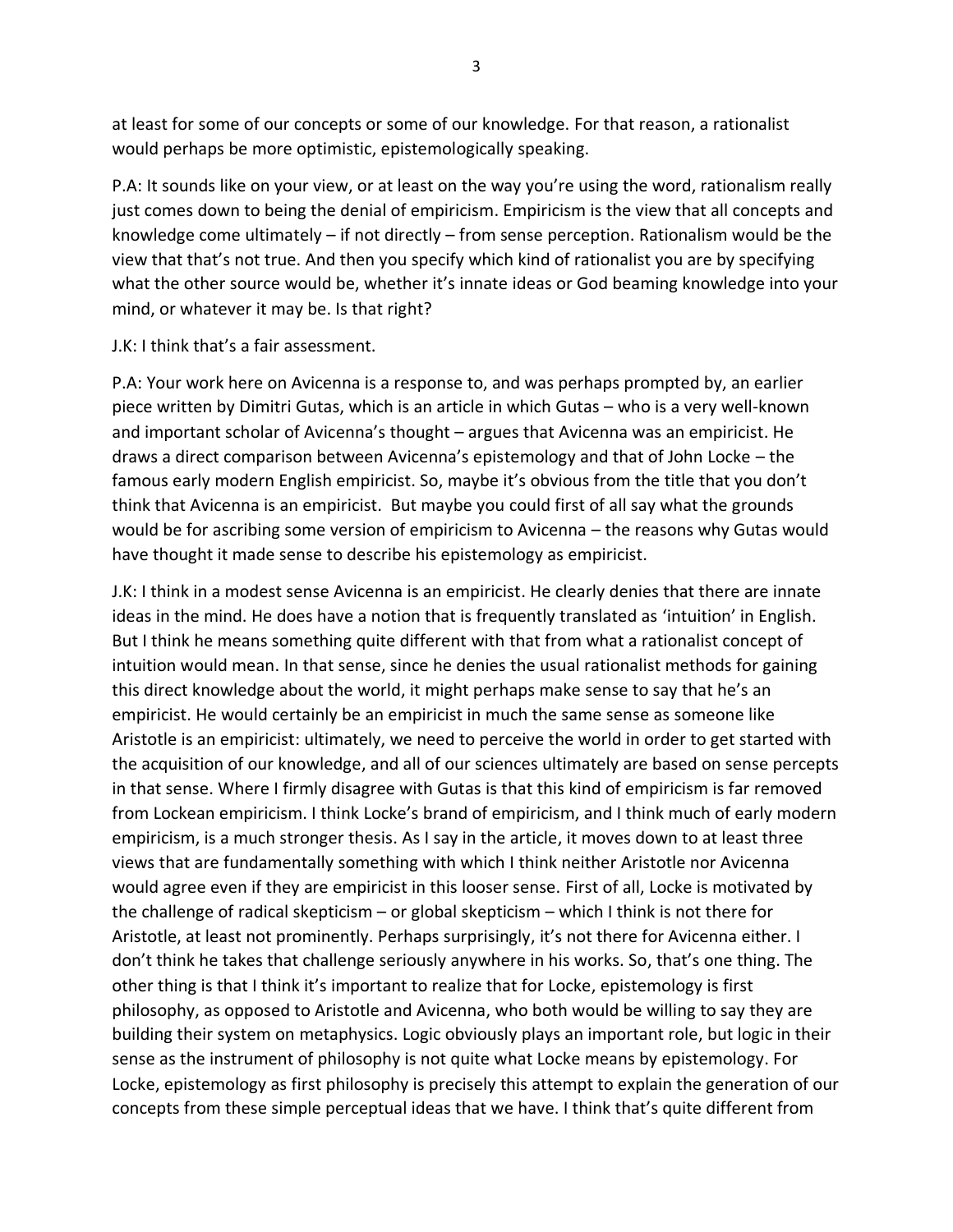at least for some of our concepts or some of our knowledge. For that reason, a rationalist would perhaps be more optimistic, epistemologically speaking.

P.A: It sounds like on your view, or at least on the way you're using the word, rationalism really just comes down to being the denial of empiricism. Empiricism is the view that all concepts and knowledge come ultimately – if not directly – from sense perception. Rationalism would be the view that that's not true. And then you specify which kind of rationalist you are by specifying what the other source would be, whether it's innate ideas or God beaming knowledge into your mind, or whatever it may be. Is that right?

J.K: I think that's a fair assessment.

P.A: Your work here on Avicenna is a response to, and was perhaps prompted by, an earlier piece written by Dimitri Gutas, which is an article in which Gutas – who is a very well-known and important scholar of Avicenna's thought – argues that Avicenna was an empiricist. He draws a direct comparison between Avicenna's epistemology and that of John Locke – the famous early modern English empiricist. So, maybe it's obvious from the title that you don't think that Avicenna is an empiricist. But maybe you could first of all say what the grounds would be for ascribing some version of empiricism to Avicenna – the reasons why Gutas would have thought it made sense to describe his epistemology as empiricist.

J.K: I think in a modest sense Avicenna is an empiricist. He clearly denies that there are innate ideas in the mind. He does have a notion that is frequently translated as 'intuition' in English. But I think he means something quite different with that from what a rationalist concept of intuition would mean. In that sense, since he denies the usual rationalist methods for gaining this direct knowledge about the world, it might perhaps make sense to say that he's an empiricist. He would certainly be an empiricist in much the same sense as someone like Aristotle is an empiricist: ultimately, we need to perceive the world in order to get started with the acquisition of our knowledge, and all of our sciences ultimately are based on sense percepts in that sense. Where I firmly disagree with Gutas is that this kind of empiricism is far removed from Lockean empiricism. I think Locke's brand of empiricism, and I think much of early modern empiricism, is a much stronger thesis. As I say in the article, it moves down to at least three views that are fundamentally something with which I think neither Aristotle nor Avicenna would agree even if they are empiricist in this looser sense. First of all, Locke is motivated by the challenge of radical skepticism – or global skepticism – which I think is not there for Aristotle, at least not prominently. Perhaps surprisingly, it's not there for Avicenna either. I don't think he takes that challenge seriously anywhere in his works. So, that's one thing. The other thing is that I think it's important to realize that for Locke, epistemology is first philosophy, as opposed to Aristotle and Avicenna, who both would be willing to say they are building their system on metaphysics. Logic obviously plays an important role, but logic in their sense as the instrument of philosophy is not quite what Locke means by epistemology. For Locke, epistemology as first philosophy is precisely this attempt to explain the generation of our concepts from these simple perceptual ideas that we have. I think that's quite different from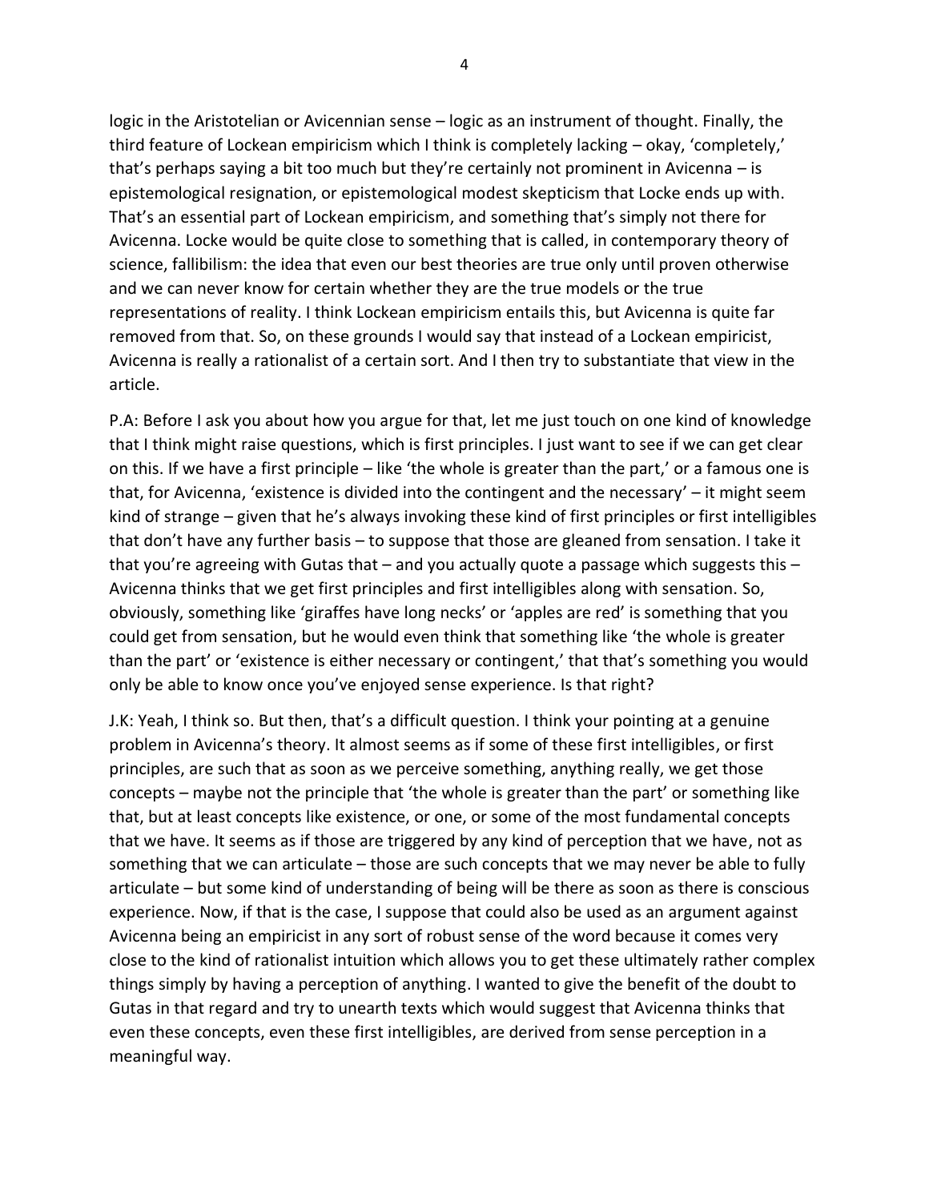logic in the Aristotelian or Avicennian sense – logic as an instrument of thought. Finally, the third feature of Lockean empiricism which I think is completely lacking – okay, 'completely,' that's perhaps saying a bit too much but they're certainly not prominent in Avicenna – is epistemological resignation, or epistemological modest skepticism that Locke ends up with. That's an essential part of Lockean empiricism, and something that's simply not there for Avicenna. Locke would be quite close to something that is called, in contemporary theory of science, fallibilism: the idea that even our best theories are true only until proven otherwise and we can never know for certain whether they are the true models or the true representations of reality. I think Lockean empiricism entails this, but Avicenna is quite far removed from that. So, on these grounds I would say that instead of a Lockean empiricist, Avicenna is really a rationalist of a certain sort. And I then try to substantiate that view in the article.

P.A: Before I ask you about how you argue for that, let me just touch on one kind of knowledge that I think might raise questions, which is first principles. I just want to see if we can get clear on this. If we have a first principle – like 'the whole is greater than the part,' or a famous one is that, for Avicenna, 'existence is divided into the contingent and the necessary' – it might seem kind of strange – given that he's always invoking these kind of first principles or first intelligibles that don't have any further basis – to suppose that those are gleaned from sensation. I take it that you're agreeing with Gutas that – and you actually quote a passage which suggests this – Avicenna thinks that we get first principles and first intelligibles along with sensation. So, obviously, something like 'giraffes have long necks' or 'apples are red' is something that you could get from sensation, but he would even think that something like 'the whole is greater than the part' or 'existence is either necessary or contingent,' that that's something you would only be able to know once you've enjoyed sense experience. Is that right?

J.K: Yeah, I think so. But then, that's a difficult question. I think your pointing at a genuine problem in Avicenna's theory. It almost seems as if some of these first intelligibles, or first principles, are such that as soon as we perceive something, anything really, we get those concepts – maybe not the principle that 'the whole is greater than the part' or something like that, but at least concepts like existence, or one, or some of the most fundamental concepts that we have. It seems as if those are triggered by any kind of perception that we have, not as something that we can articulate – those are such concepts that we may never be able to fully articulate – but some kind of understanding of being will be there as soon as there is conscious experience. Now, if that is the case, I suppose that could also be used as an argument against Avicenna being an empiricist in any sort of robust sense of the word because it comes very close to the kind of rationalist intuition which allows you to get these ultimately rather complex things simply by having a perception of anything. I wanted to give the benefit of the doubt to Gutas in that regard and try to unearth texts which would suggest that Avicenna thinks that even these concepts, even these first intelligibles, are derived from sense perception in a meaningful way.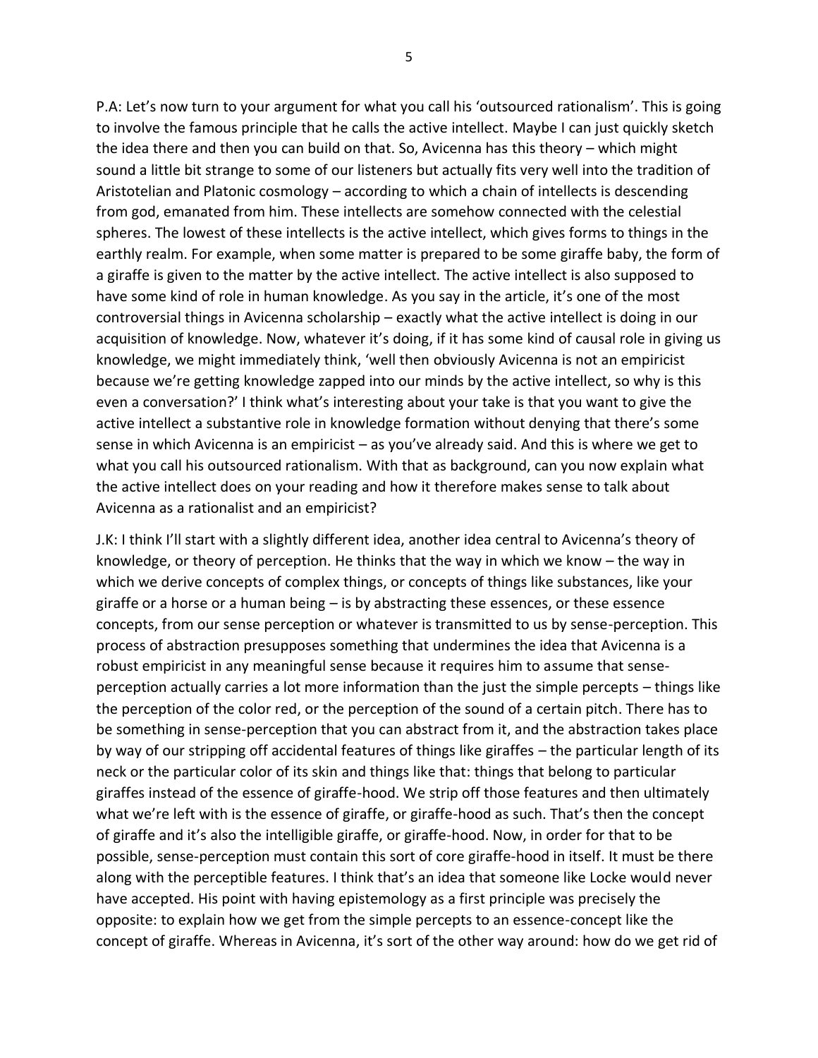P.A: Let's now turn to your argument for what you call his 'outsourced rationalism'. This is going to involve the famous principle that he calls the active intellect. Maybe I can just quickly sketch the idea there and then you can build on that. So, Avicenna has this theory – which might sound a little bit strange to some of our listeners but actually fits very well into the tradition of Aristotelian and Platonic cosmology – according to which a chain of intellects is descending from god, emanated from him. These intellects are somehow connected with the celestial spheres. The lowest of these intellects is the active intellect, which gives forms to things in the earthly realm. For example, when some matter is prepared to be some giraffe baby, the form of a giraffe is given to the matter by the active intellect. The active intellect is also supposed to have some kind of role in human knowledge. As you say in the article, it's one of the most controversial things in Avicenna scholarship – exactly what the active intellect is doing in our acquisition of knowledge. Now, whatever it's doing, if it has some kind of causal role in giving us knowledge, we might immediately think, 'well then obviously Avicenna is not an empiricist because we're getting knowledge zapped into our minds by the active intellect, so why is this even a conversation?' I think what's interesting about your take is that you want to give the active intellect a substantive role in knowledge formation without denying that there's some sense in which Avicenna is an empiricist – as you've already said. And this is where we get to what you call his outsourced rationalism. With that as background, can you now explain what the active intellect does on your reading and how it therefore makes sense to talk about Avicenna as a rationalist and an empiricist?

J.K: I think I'll start with a slightly different idea, another idea central to Avicenna's theory of knowledge, or theory of perception. He thinks that the way in which we know – the way in which we derive concepts of complex things, or concepts of things like substances, like your giraffe or a horse or a human being – is by abstracting these essences, or these essence concepts, from our sense perception or whatever is transmitted to us by sense-perception. This process of abstraction presupposes something that undermines the idea that Avicenna is a robust empiricist in any meaningful sense because it requires him to assume that sense-perception actually carries a lot more information than the just the simple percepts – things like the perception of the color red, or the perception of the sound of a certain pitch. There has to be something in sense-perception that you can abstract from it, and the abstraction takes place by way of our stripping off accidental features of things like giraffes – the particular length of its neck or the particular color of its skin and things like that: things that belong to particular giraffes instead of the essence of giraffe-hood. We strip off those features and then ultimately what we're left with is the essence of giraffe, or giraffe-hood as such. That's then the concept of giraffe and it's also the intelligible giraffe, or giraffe-hood. Now, in order for that to be possible, sense-perception must contain this sort of core giraffe-hood in itself. It must be there along with the perceptible features. I think that's an idea that someone like Locke would never have accepted. His point with having epistemology as a first principle was precisely the opposite: to explain how we get from the simple percepts to an essence-concept like the concept of giraffe. Whereas in Avicenna, it's sort of the other way around: how do we get rid of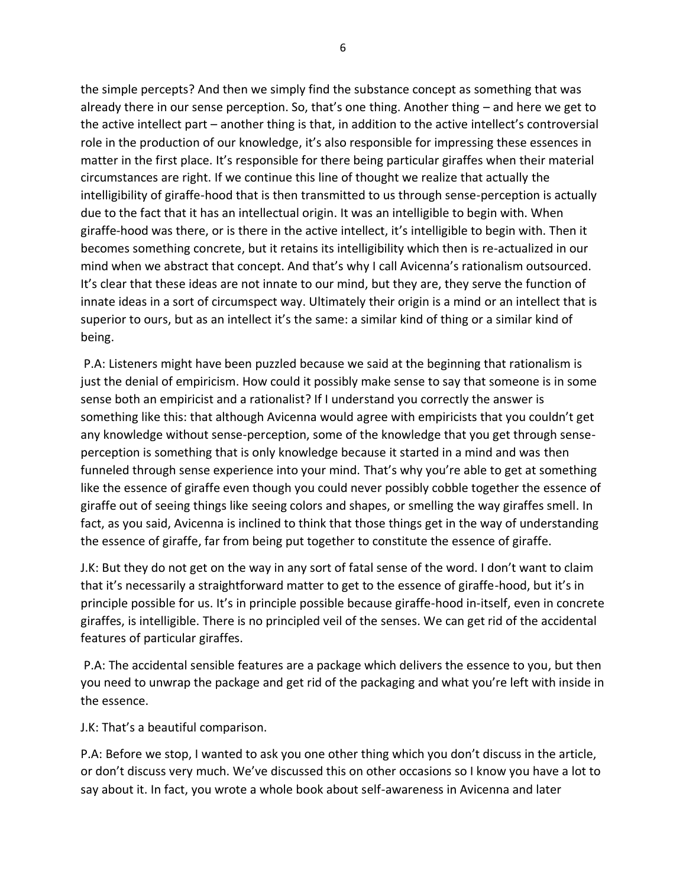the simple percepts? And then we simply find the substance concept as something that was already there in our sense perception. So, that's one thing. Another thing – and here we get to the active intellect part – another thing is that, in addition to the active intellect's controversial role in the production of our knowledge, it's also responsible for impressing these essences in matter in the first place. It's responsible for there being particular giraffes when their material circumstances are right. If we continue this line of thought we realize that actually the intelligibility of giraffe-hood that is then transmitted to us through sense-perception is actually due to the fact that it has an intellectual origin. It was an intelligible to begin with. When giraffe-hood was there, or is there in the active intellect, it's intelligible to begin with. Then it becomes something concrete, but it retains its intelligibility which then is re-actualized in our mind when we abstract that concept. And that's why I call Avicenna's rationalism outsourced. It's clear that these ideas are not innate to our mind, but they are, they serve the function of innate ideas in a sort of circumspect way. Ultimately their origin is a mind or an intellect that is superior to ours, but as an intellect it's the same: a similar kind of thing or a similar kind of being.

P.A: Listeners might have been puzzled because we said at the beginning that rationalism is just the denial of empiricism. How could it possibly make sense to say that someone is in some sense both an empiricist and a rationalist? If I understand you correctly the answer is something like this: that although Avicenna would agree with empiricists that you couldn't get any knowledge without sense-perception, some of the knowledge that you get through sense-perception is something that is only knowledge because it started in a mind and was then funneled through sense experience into your mind. That's why you're able to get at something like the essence of giraffe even though you could never possibly cobble together the essence of giraffe out of seeing things like seeing colors and shapes, or smelling the way giraffes smell. In fact, as you said, Avicenna is inclined to think that those things get in the way of understanding the essence of giraffe, far from being put together to constitute the essence of giraffe.

J.K: But they do not get on the way in any sort of fatal sense of the word. I don't want to claim that it's necessarily a straightforward matter to get to the essence of giraffe-hood, but it's in principle possible for us. It's in principle possible because giraffe-hood in-itself, even in concrete giraffes, is intelligible. There is no principled veil of the senses. We can get rid of the accidental features of particular giraffes.

P.A: The accidental sensible features are a package which delivers the essence to you, but then you need to unwrap the package and get rid of the packaging and what you're left with inside in the essence.

J.K: That's a beautiful comparison.

P.A: Before we stop, I wanted to ask you one other thing which you don't discuss in the article, or don't discuss very much. We've discussed this on other occasions so I know you have a lot to say about it. In fact, you wrote a whole book about self-awareness in Avicenna and later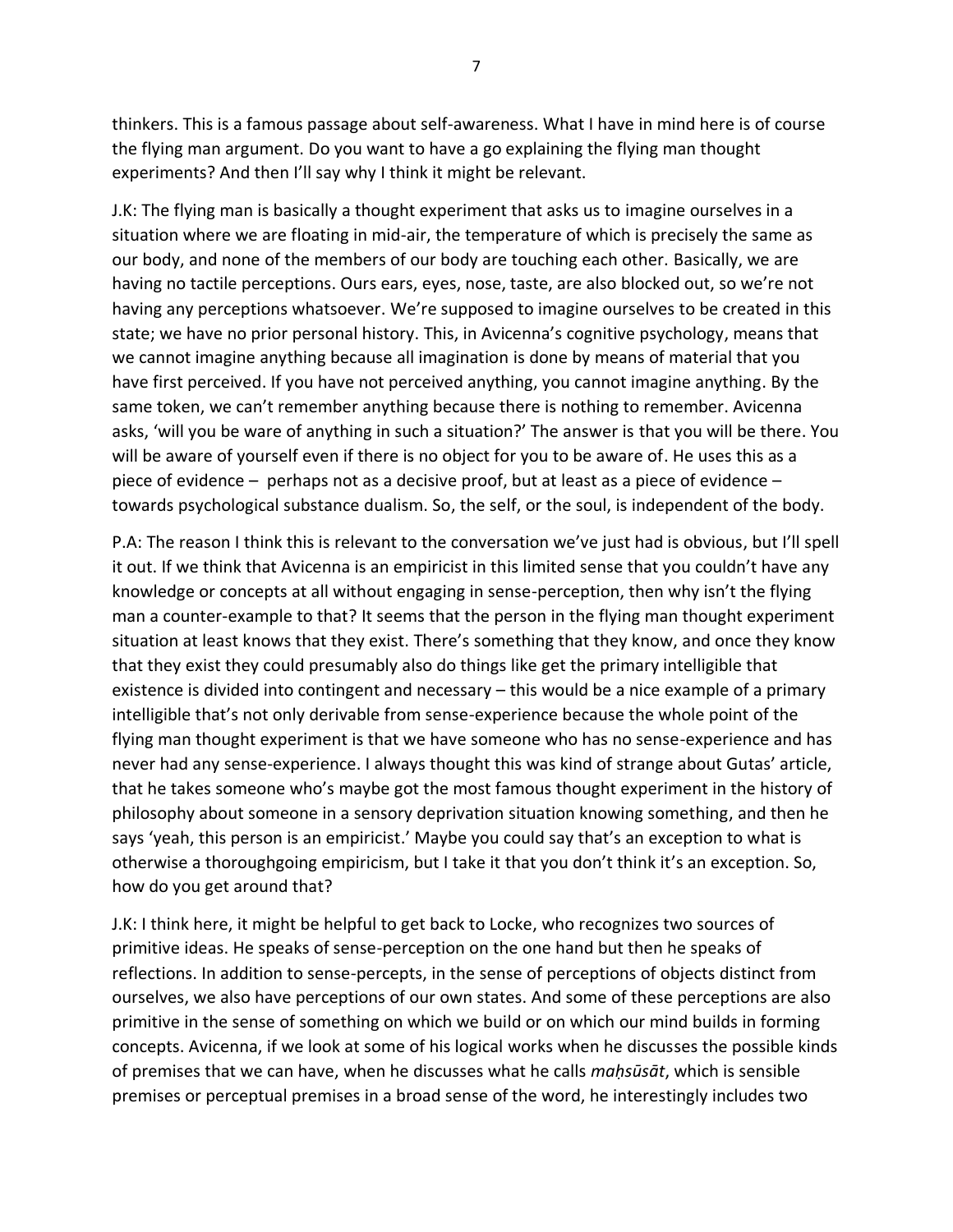thinkers. This is a famous passage about self-awareness. What I have in mind here is of course the flying man argument. Do you want to have a go explaining the flying man thought experiments? And then I'll say why I think it might be relevant.

J.K: The flying man is basically a thought experiment that asks us to imagine ourselves in a situation where we are floating in mid-air, the temperature of which is precisely the same as our body, and none of the members of our body are touching each other. Basically, we are having no tactile perceptions. Ours ears, eyes, nose, taste, are also blocked out, so we're not having any perceptions whatsoever. We're supposed to imagine ourselves to be created in this state; we have no prior personal history. This, in Avicenna's cognitive psychology, means that we cannot imagine anything because all imagination is done by means of material that you have first perceived. If you have not perceived anything, you cannot imagine anything. By the same token, we can't remember anything because there is nothing to remember. Avicenna asks, 'will you be ware of anything in such a situation?' The answer is that you will be there. You will be aware of yourself even if there is no object for you to be aware of. He uses this as a piece of evidence – perhaps not as a decisive proof, but at least as a piece of evidence – towards psychological substance dualism. So, the self, or the soul, is independent of the body.

P.A: The reason I think this is relevant to the conversation we've just had is obvious, but I'll spell it out. If we think that Avicenna is an empiricist in this limited sense that you couldn't have any knowledge or concepts at all without engaging in sense-perception, then why isn't the flying man a counter-example to that? It seems that the person in the flying man thought experiment situation at least knows that they exist. There's something that they know, and once they know that they exist they could presumably also do things like get the primary intelligible that existence is divided into contingent and necessary – this would be a nice example of a primary intelligible that's not only derivable from sense-experience because the whole point of the flying man thought experiment is that we have someone who has no sense-experience and has never had any sense-experience. I always thought this was kind of strange about Gutas' article, that he takes someone who's maybe got the most famous thought experiment in the history of philosophy about someone in a sensory deprivation situation knowing something, and then he says 'yeah, this person is an empiricist.' Maybe you could say that's an exception to what is otherwise a thoroughgoing empiricism, but I take it that you don't think it's an exception. So, how do you get around that?

J.K: I think here, it might be helpful to get back to Locke, who recognizes two sources of primitive ideas. He speaks of sense-perception on the one hand but then he speaks of reflections. In addition to sense-percepts, in the sense of perceptions of objects distinct from ourselves, we also have perceptions of our own states. And some of these perceptions are also primitive in the sense of something on which we build or on which our mind builds in forming concepts. Avicenna, if we look at some of his logical works when he discusses the possible kinds of premises that we can have, when he discusses what he calls *maḥsūsāt*, which is sensible premises or perceptual premises in a broad sense of the word, he interestingly includes two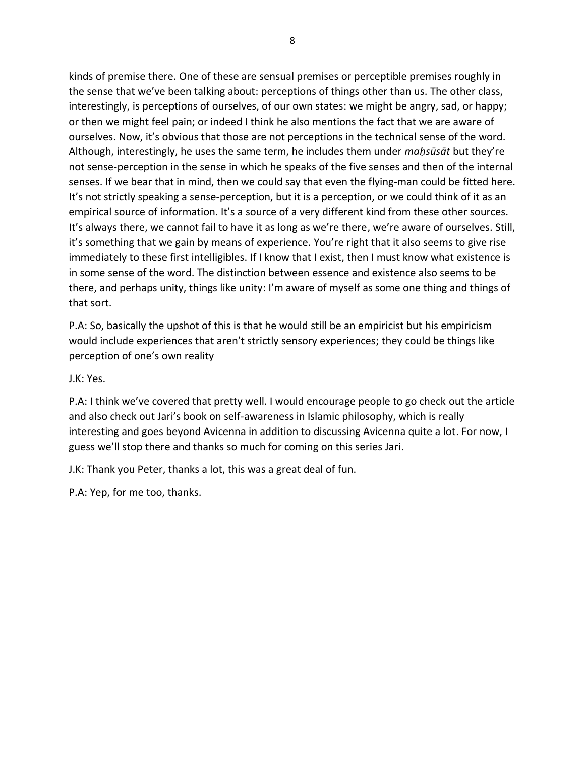kinds of premise there. One of these are sensual premises or perceptible premises roughly in the sense that we've been talking about: perceptions of things other than us. The other class, interestingly, is perceptions of ourselves, of our own states: we might be angry, sad, or happy; or then we might feel pain; or indeed I think he also mentions the fact that we are aware of ourselves. Now, it's obvious that those are not perceptions in the technical sense of the word. Although, interestingly, he uses the same term, he includes them under *maḥsūsāt* but they're not sense-perception in the sense in which he speaks of the five senses and then of the internal senses. If we bear that in mind, then we could say that even the flying-man could be fitted here. It's not strictly speaking a sense-perception, but it is a perception, or we could think of it as an empirical source of information. It's a source of a very different kind from these other sources. It's always there, we cannot fail to have it as long as we're there, we're aware of ourselves. Still, it's something that we gain by means of experience. You're right that it also seems to give rise immediately to these first intelligibles. If I know that I exist, then I must know what existence is in some sense of the word. The distinction between essence and existence also seems to be there, and perhaps unity, things like unity: I'm aware of myself as some one thing and things of that sort.

P.A: So, basically the upshot of this is that he would still be an empiricist but his empiricism would include experiences that aren't strictly sensory experiences; they could be things like perception of one's own reality

J.K: Yes.

P.A: I think we've covered that pretty well. I would encourage people to go check out the article and also check out Jari's book on self-awareness in Islamic philosophy, which is really interesting and goes beyond Avicenna in addition to discussing Avicenna quite a lot. For now, I guess we'll stop there and thanks so much for coming on this series Jari.

J.K: Thank you Peter, thanks a lot, this was a great deal of fun.

P.A: Yep, for me too, thanks.